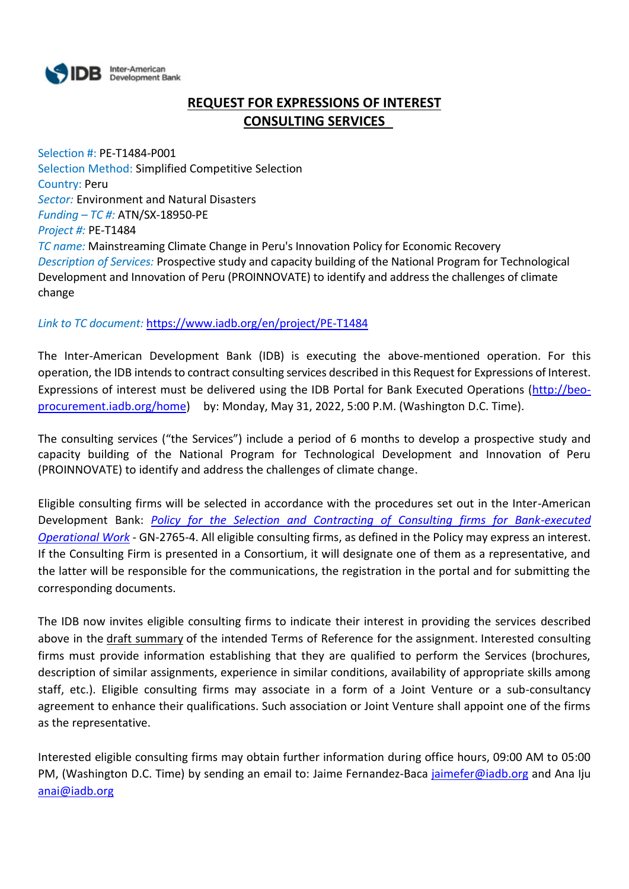# REQUEST FOR EXPRESSIONS OF INTEREST
# CONSULTING SERVICES

Selection #: PE-T1484-P001
Selection Method: Simplified Competitive Selection
Country: Peru
*Sector:* Environment and Natural Disasters
*Funding – TC #:* ATN/SX-18950-PE
*Project #:* PE-T1484
*TC name:* Mainstreaming Climate Change in Peru's Innovation Policy for Economic Recovery
*Description of Services:* Prospective study and capacity building of the National Program for Technological Development and Innovation of Peru (PROINNOVATE) to identify and address the challenges of climate change

*Link to TC document:* https://www.iadb.org/en/project/PE-T1484

The Inter-American Development Bank (IDB) is executing the above-mentioned operation. For this operation, the IDB intends to contract consulting services described in this Request for Expressions of Interest. Expressions of interest must be delivered using the IDB Portal for Bank Executed Operations (http://beo-procurement.iadb.org/home) by: Monday, May 31, 2022, 5:00 P.M. (Washington D.C. Time).

The consulting services ("the Services") include a period of 6 months to develop a prospective study and capacity building of the National Program for Technological Development and Innovation of Peru (PROINNOVATE) to identify and address the challenges of climate change.

Eligible consulting firms will be selected in accordance with the procedures set out in the Inter-American Development Bank: *Policy for the Selection and Contracting of Consulting firms for Bank-executed Operational Work* - GN-2765-4. All eligible consulting firms, as defined in the Policy may express an interest. If the Consulting Firm is presented in a Consortium, it will designate one of them as a representative, and the latter will be responsible for the communications, the registration in the portal and for submitting the corresponding documents.

The IDB now invites eligible consulting firms to indicate their interest in providing the services described above in the draft summary of the intended Terms of Reference for the assignment. Interested consulting firms must provide information establishing that they are qualified to perform the Services (brochures, description of similar assignments, experience in similar conditions, availability of appropriate skills among staff, etc.). Eligible consulting firms may associate in a form of a Joint Venture or a sub-consultancy agreement to enhance their qualifications. Such association or Joint Venture shall appoint one of the firms as the representative.

Interested eligible consulting firms may obtain further information during office hours, 09:00 AM to 05:00 PM, (Washington D.C. Time) by sending an email to: Jaime Fernandez-Baca jaimefer@iadb.org and Ana Iju anai@iadb.org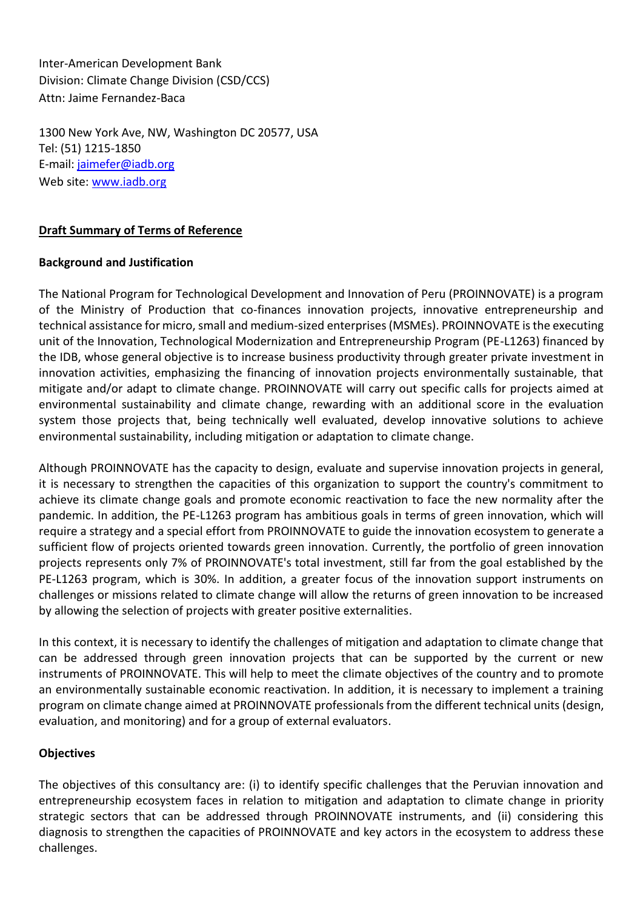Inter-American Development Bank
Division: Climate Change Division (CSD/CCS)
Attn: Jaime Fernandez-Baca

1300 New York Ave, NW, Washington DC 20577, USA
Tel: (51) 1215-1850
E-mail: jaimefer@iadb.org
Web site: www.iadb.org

**Draft Summary of Terms of Reference**

**Background and Justification**

The National Program for Technological Development and Innovation of Peru (PROINNOVATE) is a program of the Ministry of Production that co-finances innovation projects, innovative entrepreneurship and technical assistance for micro, small and medium-sized enterprises (MSMEs). PROINNOVATE is the executing unit of the Innovation, Technological Modernization and Entrepreneurship Program (PE-L1263) financed by the IDB, whose general objective is to increase business productivity through greater private investment in innovation activities, emphasizing the financing of innovation projects environmentally sustainable, that mitigate and/or adapt to climate change. PROINNOVATE will carry out specific calls for projects aimed at environmental sustainability and climate change, rewarding with an additional score in the evaluation system those projects that, being technically well evaluated, develop innovative solutions to achieve environmental sustainability, including mitigation or adaptation to climate change.

Although PROINNOVATE has the capacity to design, evaluate and supervise innovation projects in general, it is necessary to strengthen the capacities of this organization to support the country's commitment to achieve its climate change goals and promote economic reactivation to face the new normality after the pandemic. In addition, the PE-L1263 program has ambitious goals in terms of green innovation, which will require a strategy and a special effort from PROINNOVATE to guide the innovation ecosystem to generate a sufficient flow of projects oriented towards green innovation. Currently, the portfolio of green innovation projects represents only 7% of PROINNOVATE's total investment, still far from the goal established by the PE-L1263 program, which is 30%. In addition, a greater focus of the innovation support instruments on challenges or missions related to climate change will allow the returns of green innovation to be increased by allowing the selection of projects with greater positive externalities.

In this context, it is necessary to identify the challenges of mitigation and adaptation to climate change that can be addressed through green innovation projects that can be supported by the current or new instruments of PROINNOVATE. This will help to meet the climate objectives of the country and to promote an environmentally sustainable economic reactivation. In addition, it is necessary to implement a training program on climate change aimed at PROINNOVATE professionals from the different technical units (design, evaluation, and monitoring) and for a group of external evaluators.

**Objectives**

The objectives of this consultancy are: (i) to identify specific challenges that the Peruvian innovation and entrepreneurship ecosystem faces in relation to mitigation and adaptation to climate change in priority strategic sectors that can be addressed through PROINNOVATE instruments, and (ii) considering this diagnosis to strengthen the capacities of PROINNOVATE and key actors in the ecosystem to address these challenges.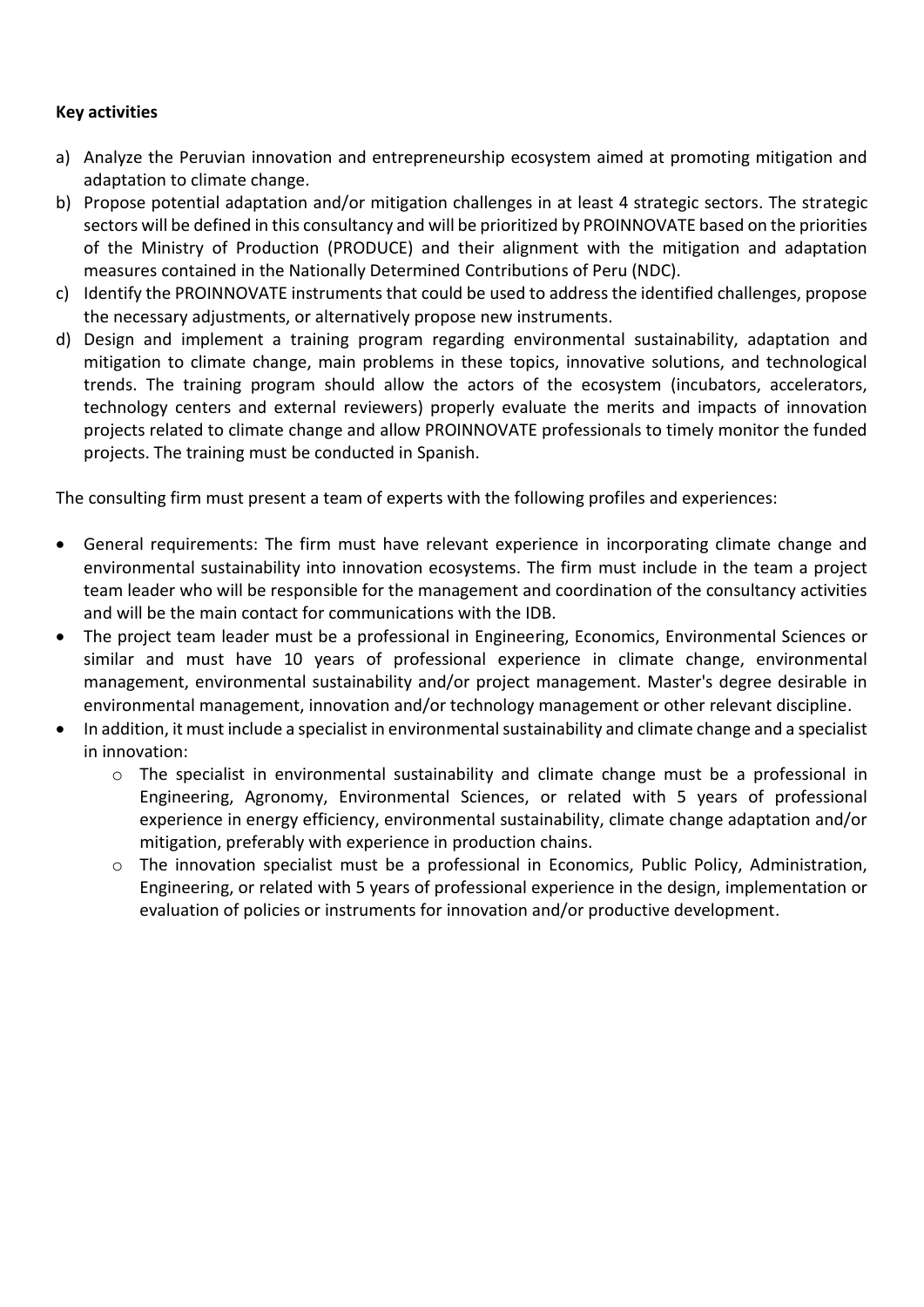**Key activities**

a) Analyze the Peruvian innovation and entrepreneurship ecosystem aimed at promoting mitigation and adaptation to climate change.
b) Propose potential adaptation and/or mitigation challenges in at least 4 strategic sectors. The strategic sectors will be defined in this consultancy and will be prioritized by PROINNOVATE based on the priorities of the Ministry of Production (PRODUCE) and their alignment with the mitigation and adaptation measures contained in the Nationally Determined Contributions of Peru (NDC).
c) Identify the PROINNOVATE instruments that could be used to address the identified challenges, propose the necessary adjustments, or alternatively propose new instruments.
d) Design and implement a training program regarding environmental sustainability, adaptation and mitigation to climate change, main problems in these topics, innovative solutions, and technological trends. The training program should allow the actors of the ecosystem (incubators, accelerators, technology centers and external reviewers) properly evaluate the merits and impacts of innovation projects related to climate change and allow PROINNOVATE professionals to timely monitor the funded projects. The training must be conducted in Spanish.

The consulting firm must present a team of experts with the following profiles and experiences:

- General requirements: The firm must have relevant experience in incorporating climate change and environmental sustainability into innovation ecosystems. The firm must include in the team a project team leader who will be responsible for the management and coordination of the consultancy activities and will be the main contact for communications with the IDB.
- The project team leader must be a professional in Engineering, Economics, Environmental Sciences or similar and must have 10 years of professional experience in climate change, environmental management, environmental sustainability and/or project management. Master's degree desirable in environmental management, innovation and/or technology management or other relevant discipline.
- In addition, it must include a specialist in environmental sustainability and climate change and a specialist in innovation:
  - The specialist in environmental sustainability and climate change must be a professional in Engineering, Agronomy, Environmental Sciences, or related with 5 years of professional experience in energy efficiency, environmental sustainability, climate change adaptation and/or mitigation, preferably with experience in production chains.
  - The innovation specialist must be a professional in Economics, Public Policy, Administration, Engineering, or related with 5 years of professional experience in the design, implementation or evaluation of policies or instruments for innovation and/or productive development.